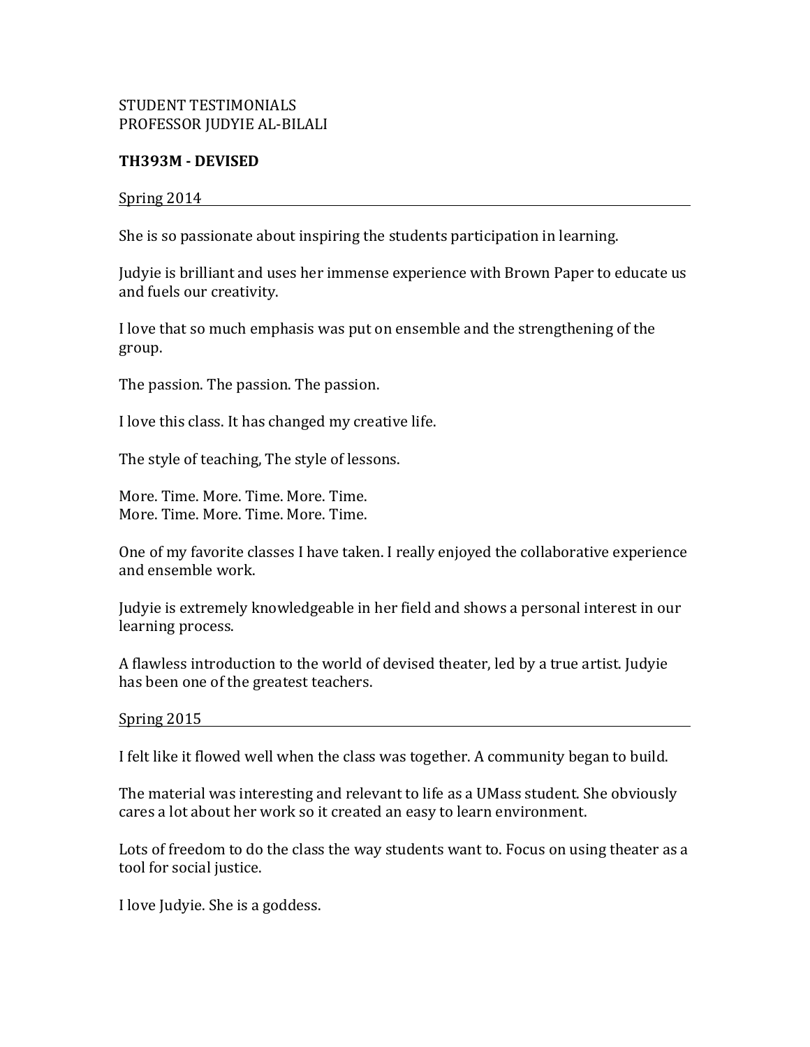STUDENT TESTIMONIALS
PROFESSOR JUDYIE AL-BILALI

**TH393M - DEVISED**

Spring 2014

She is so passionate about inspiring the students participation in learning.

Judyie is brilliant and uses her immense experience with Brown Paper to educate us and fuels our creativity.

I love that so much emphasis was put on ensemble and the strengthening of the group.

The passion. The passion. The passion.

I love this class. It has changed my creative life.

The style of teaching, The style of lessons.

More. Time. More. Time. More. Time.
More. Time. More. Time. More. Time.

One of my favorite classes I have taken. I really enjoyed the collaborative experience and ensemble work.

Judyie is extremely knowledgeable in her field and shows a personal interest in our learning process.

A flawless introduction to the world of devised theater, led by a true artist. Judyie has been one of the greatest teachers.

Spring 2015

I felt like it flowed well when the class was together. A community began to build.

The material was interesting and relevant to life as a UMass student. She obviously cares a lot about her work so it created an easy to learn environment.

Lots of freedom to do the class the way students want to. Focus on using theater as a tool for social justice.

I love Judyie. She is a goddess.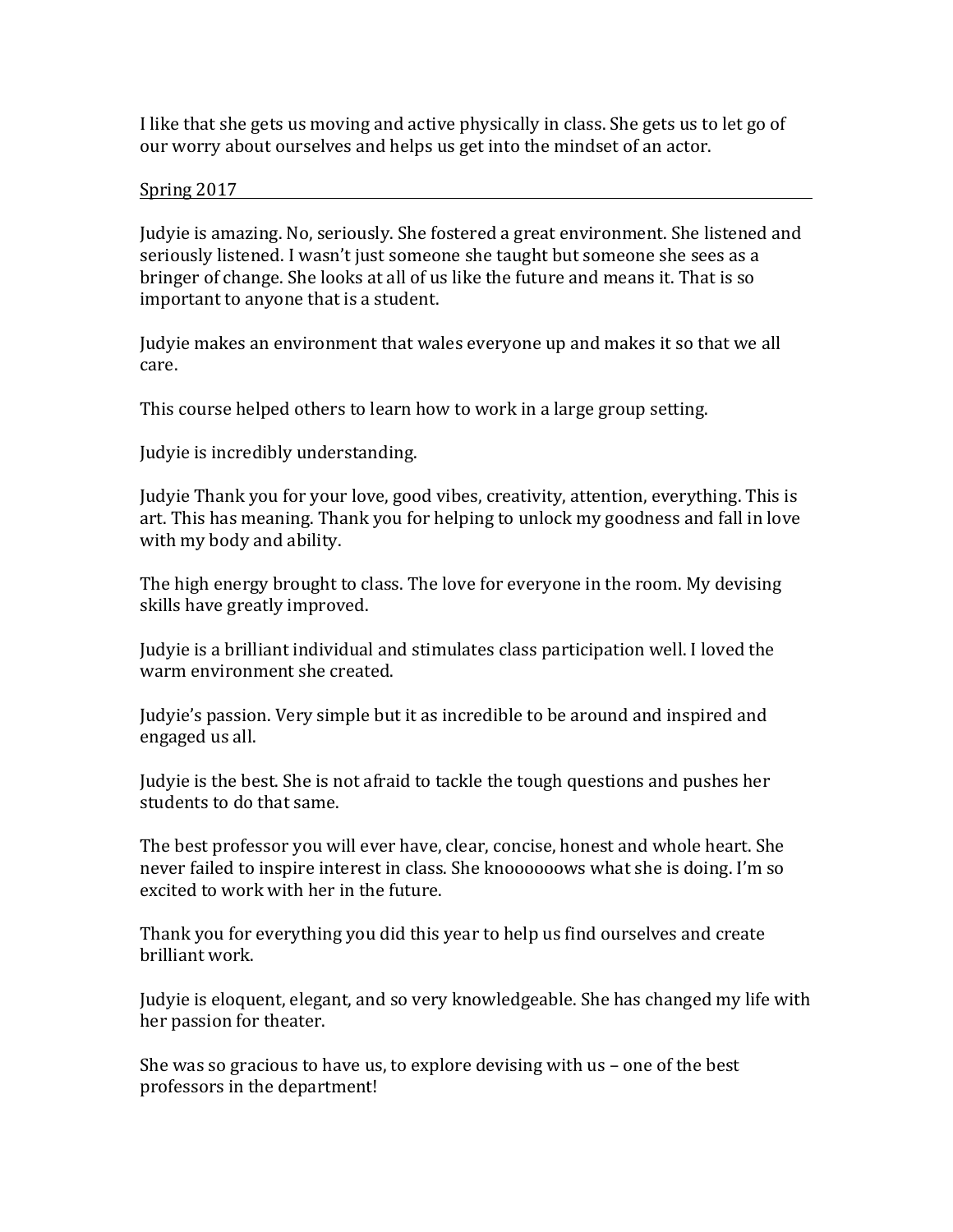I like that she gets us moving and active physically in class. She gets us to let go of our worry about ourselves and helps us get into the mindset of an actor.

Spring 2017

Judyie is amazing. No, seriously. She fostered a great environment. She listened and seriously listened. I wasn't just someone she taught but someone she sees as a bringer of change. She looks at all of us like the future and means it. That is so important to anyone that is a student.

Judyie makes an environment that wales everyone up and makes it so that we all care.

This course helped others to learn how to work in a large group setting.

Judyie is incredibly understanding.

Judyie Thank you for your love, good vibes, creativity, attention, everything. This is art. This has meaning. Thank you for helping to unlock my goodness and fall in love with my body and ability.

The high energy brought to class. The love for everyone in the room. My devising skills have greatly improved.

Judyie is a brilliant individual and stimulates class participation well. I loved the warm environment she created.

Judyie's passion. Very simple but it as incredible to be around and inspired and engaged us all.

Judyie is the best. She is not afraid to tackle the tough questions and pushes her students to do that same.

The best professor you will ever have, clear, concise, honest and whole heart. She never failed to inspire interest in class. She kn​ooooooows what she is doing. I'm so excited to work with her in the future.

Thank you for everything you did this year to help us find ourselves and create brilliant work.

Judyie is eloquent, elegant, and so very knowledgeable. She has changed my life with her passion for theater.

She was so gracious to have us, to explore devising with us – one of the best professors in the department!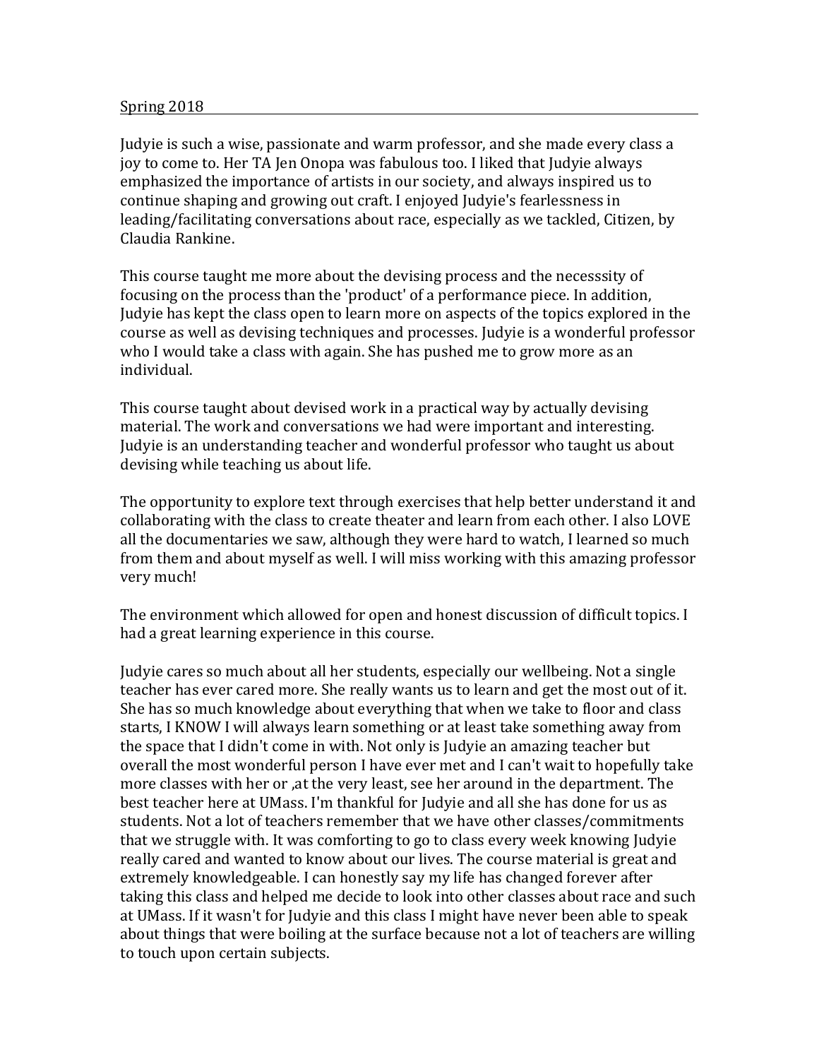Spring 2018

Judyie is such a wise, passionate and warm professor, and she made every class a joy to come to. Her TA Jen Onopa was fabulous too. I liked that Judyie always emphasized the importance of artists in our society, and always inspired us to continue shaping and growing out craft. I enjoyed Judyie's fearlessness in leading/facilitating conversations about race, especially as we tackled, Citizen, by Claudia Rankine.

This course taught me more about the devising process and the necesssity of focusing on the process than the 'product' of a performance piece. In addition, Judyie has kept the class open to learn more on aspects of the topics explored in the course as well as devising techniques and processes. Judyie is a wonderful professor who I would take a class with again. She has pushed me to grow more as an individual.

This course taught about devised work in a practical way by actually devising material. The work and conversations we had were important and interesting. Judyie is an understanding teacher and wonderful professor who taught us about devising while teaching us about life.

The opportunity to explore text through exercises that help better understand it and collaborating with the class to create theater and learn from each other. I also LOVE all the documentaries we saw, although they were hard to watch, I learned so much from them and about myself as well. I will miss working with this amazing professor very much!

The environment which allowed for open and honest discussion of difficult topics. I had a great learning experience in this course.

Judyie cares so much about all her students, especially our wellbeing. Not a single teacher has ever cared more. She really wants us to learn and get the most out of it. She has so much knowledge about everything that when we take to floor and class starts, I KNOW I will always learn something or at least take something away from the space that I didn't come in with. Not only is Judyie an amazing teacher but overall the most wonderful person I have ever met and I can't wait to hopefully take more classes with her or ,at the very least, see her around in the department. The best teacher here at UMass. I'm thankful for Judyie and all she has done for us as students. Not a lot of teachers remember that we have other classes/commitments that we struggle with. It was comforting to go to class every week knowing Judyie really cared and wanted to know about our lives. The course material is great and extremely knowledgeable. I can honestly say my life has changed forever after taking this class and helped me decide to look into other classes about race and such at UMass. If it wasn't for Judyie and this class I might have never been able to speak about things that were boiling at the surface because not a lot of teachers are willing to touch upon certain subjects.